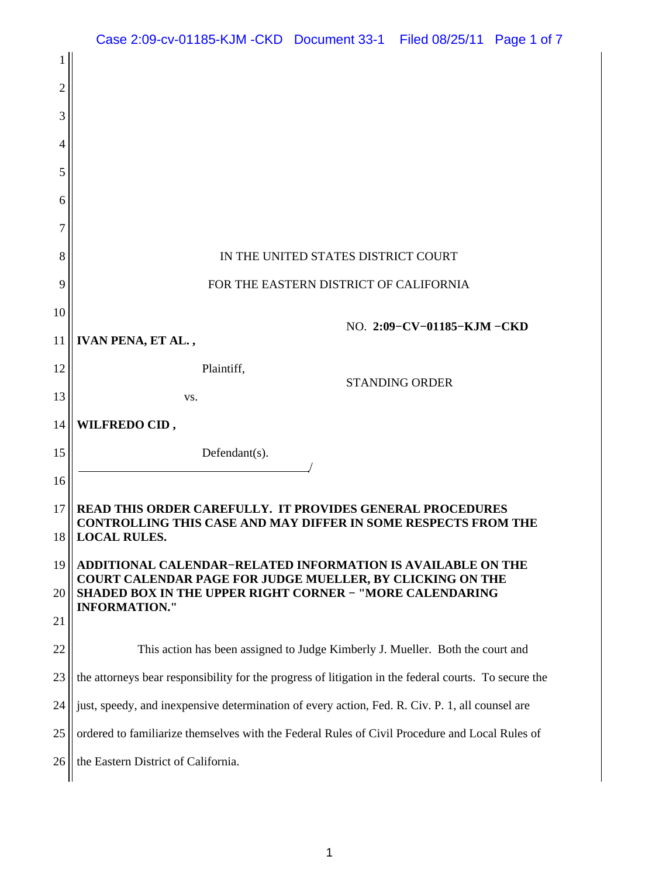IN THE UNITED STATES DISTRICT COURT

FOR THE EASTERN DISTRICT OF CALIFORNIA

**IVAN PENA, ET AL. ,**

Plaintiff,

vs.

**WILFREDO CID ,**

Defendant(s).

NO. **2:09−CV−01185−KJM −CKD**

STANDING ORDER

**READ THIS ORDER CAREFULLY. IT PROVIDES GENERAL PROCEDURES CONTROLLING THIS CASE AND MAY DIFFER IN SOME RESPECTS FROM THE LOCAL RULES.**

**ADDITIONAL CALENDAR−RELATED INFORMATION IS AVAILABLE ON THE COURT CALENDAR PAGE FOR JUDGE MUELLER, BY CLICKING ON THE SHADED BOX IN THE UPPER RIGHT CORNER − "MORE CALENDARING INFORMATION."**

This action has been assigned to Judge Kimberly J. Mueller. Both the court and the attorneys bear responsibility for the progress of litigation in the federal courts. To secure the just, speedy, and inexpensive determination of every action, Fed. R. Civ. P. 1, all counsel are ordered to familiarize themselves with the Federal Rules of Civil Procedure and Local Rules of the Eastern District of California.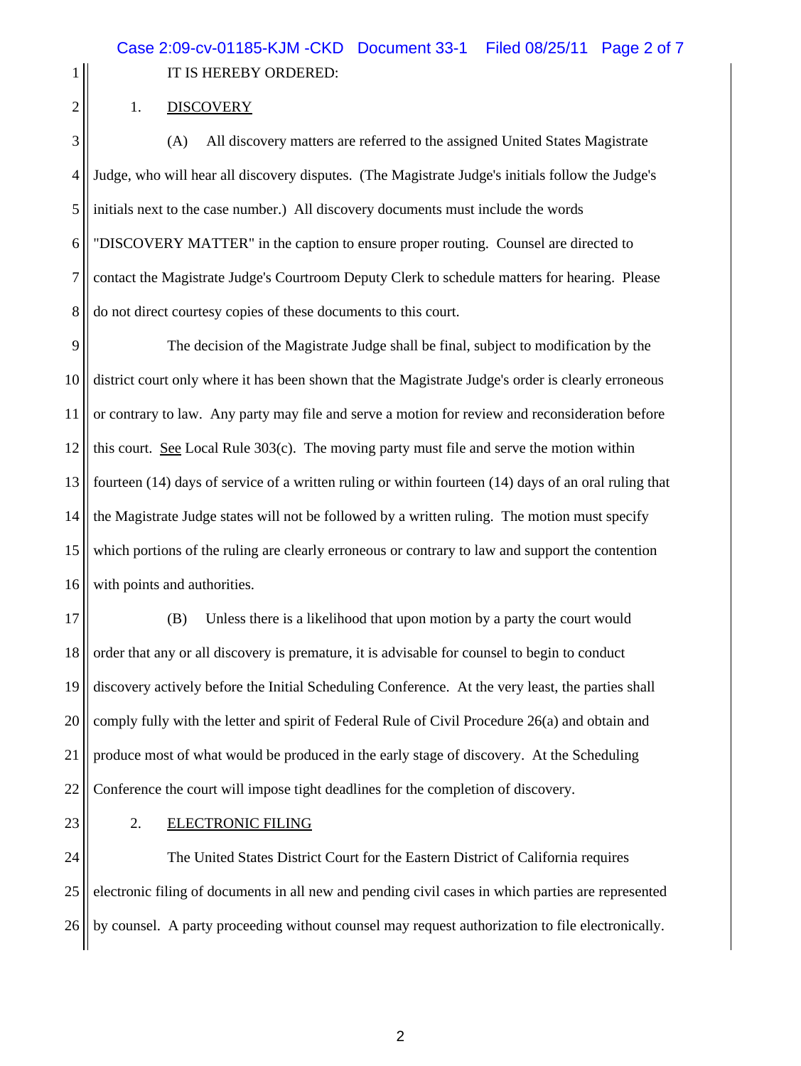IT IS HEREBY ORDERED:

1. DISCOVERY

(A) All discovery matters are referred to the assigned United States Magistrate Judge, who will hear all discovery disputes. (The Magistrate Judge's initials follow the Judge's initials next to the case number.) All discovery documents must include the words "DISCOVERY MATTER" in the caption to ensure proper routing. Counsel are directed to contact the Magistrate Judge's Courtroom Deputy Clerk to schedule matters for hearing. Please do not direct courtesy copies of these documents to this court.

The decision of the Magistrate Judge shall be final, subject to modification by the district court only where it has been shown that the Magistrate Judge's order is clearly erroneous or contrary to law. Any party may file and serve a motion for review and reconsideration before this court. See Local Rule 303(c). The moving party must file and serve the motion within fourteen (14) days of service of a written ruling or within fourteen (14) days of an oral ruling that the Magistrate Judge states will not be followed by a written ruling. The motion must specify which portions of the ruling are clearly erroneous or contrary to law and support the contention with points and authorities.

(B) Unless there is a likelihood that upon motion by a party the court would order that any or all discovery is premature, it is advisable for counsel to begin to conduct discovery actively before the Initial Scheduling Conference. At the very least, the parties shall comply fully with the letter and spirit of Federal Rule of Civil Procedure 26(a) and obtain and produce most of what would be produced in the early stage of discovery. At the Scheduling Conference the court will impose tight deadlines for the completion of discovery.

2. ELECTRONIC FILING

The United States District Court for the Eastern District of California requires electronic filing of documents in all new and pending civil cases in which parties are represented by counsel. A party proceeding without counsel may request authorization to file electronically.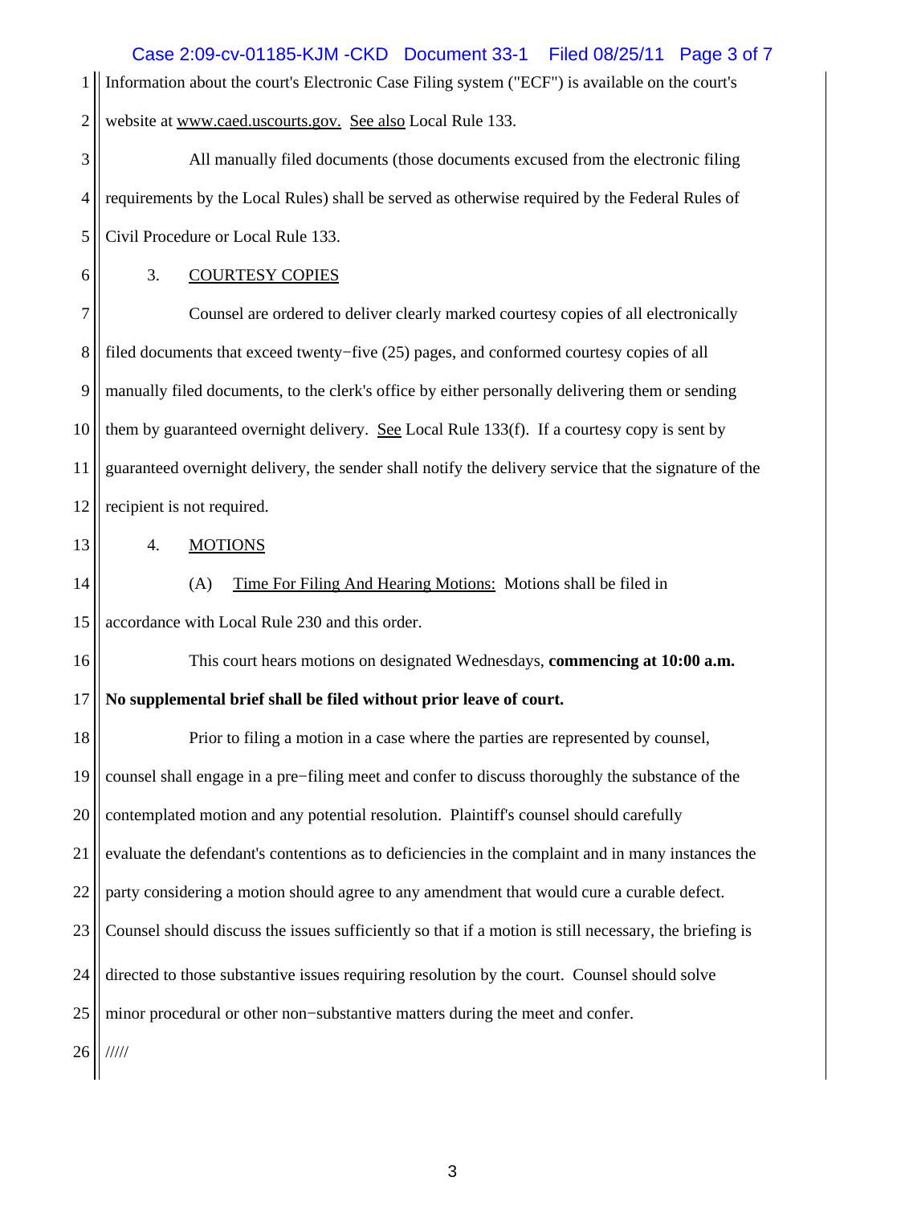Information about the court's Electronic Case Filing system ("ECF") is available on the court's website at www.caed.uscourts.gov. See also Local Rule 133.

All manually filed documents (those documents excused from the electronic filing requirements by the Local Rules) shall be served as otherwise required by the Federal Rules of Civil Procedure or Local Rule 133.

3. COURTESY COPIES

Counsel are ordered to deliver clearly marked courtesy copies of all electronically filed documents that exceed twenty−five (25) pages, and conformed courtesy copies of all manually filed documents, to the clerk's office by either personally delivering them or sending them by guaranteed overnight delivery. See Local Rule 133(f). If a courtesy copy is sent by guaranteed overnight delivery, the sender shall notify the delivery service that the signature of the recipient is not required.

4. MOTIONS

(A) Time For Filing And Hearing Motions: Motions shall be filed in accordance with Local Rule 230 and this order.

This court hears motions on designated Wednesdays, **commencing at 10:00 a.m. No supplemental brief shall be filed without prior leave of court.**

Prior to filing a motion in a case where the parties are represented by counsel, counsel shall engage in a pre−filing meet and confer to discuss thoroughly the substance of the contemplated motion and any potential resolution. Plaintiff's counsel should carefully evaluate the defendant's contentions as to deficiencies in the complaint and in many instances the party considering a motion should agree to any amendment that would cure a curable defect. Counsel should discuss the issues sufficiently so that if a motion is still necessary, the briefing is directed to those substantive issues requiring resolution by the court. Counsel should solve minor procedural or other non−substantive matters during the meet and confer.

/////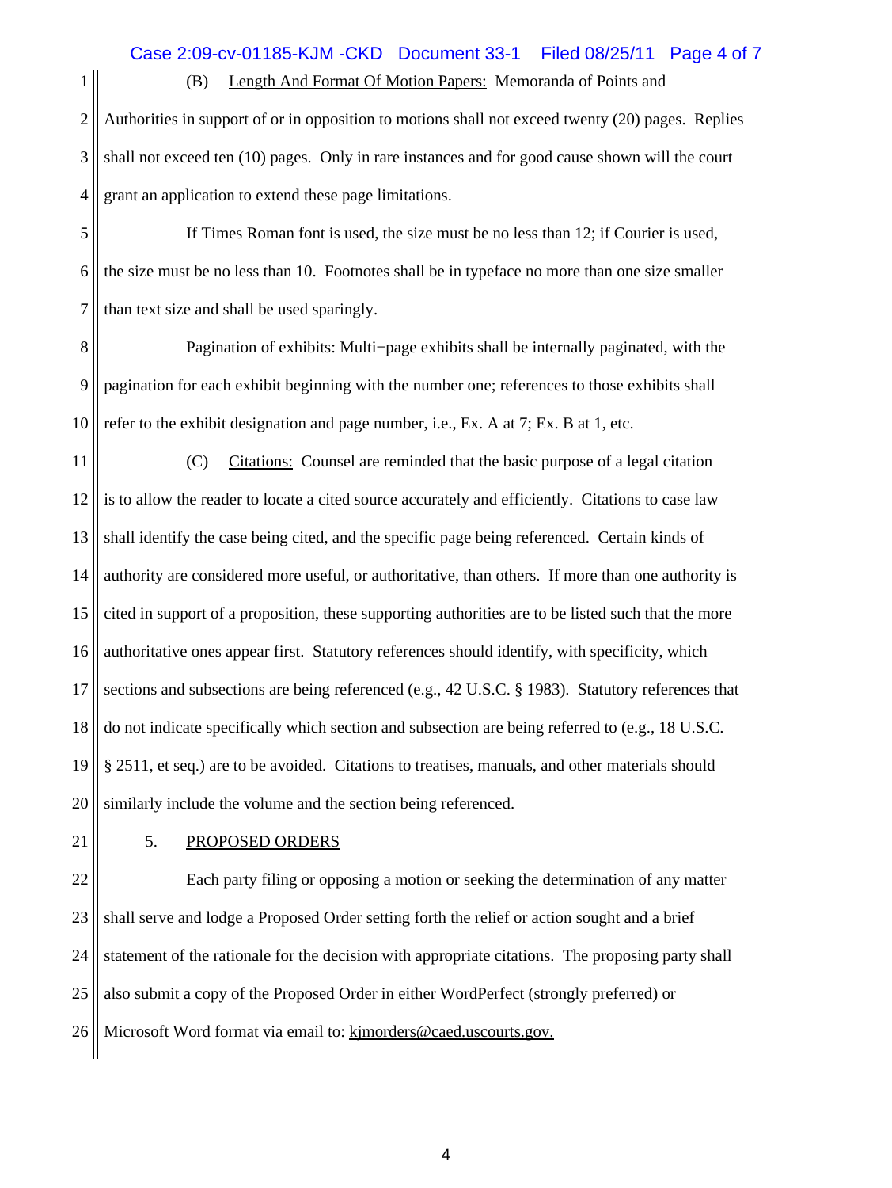(B) Length And Format Of Motion Papers: Memoranda of Points and Authorities in support of or in opposition to motions shall not exceed twenty (20) pages. Replies shall not exceed ten (10) pages. Only in rare instances and for good cause shown will the court grant an application to extend these page limitations.

If Times Roman font is used, the size must be no less than 12; if Courier is used, the size must be no less than 10. Footnotes shall be in typeface no more than one size smaller than text size and shall be used sparingly.

Pagination of exhibits: Multi−page exhibits shall be internally paginated, with the pagination for each exhibit beginning with the number one; references to those exhibits shall refer to the exhibit designation and page number, i.e., Ex. A at 7; Ex. B at 1, etc.

(C) Citations: Counsel are reminded that the basic purpose of a legal citation is to allow the reader to locate a cited source accurately and efficiently. Citations to case law shall identify the case being cited, and the specific page being referenced. Certain kinds of authority are considered more useful, or authoritative, than others. If more than one authority is cited in support of a proposition, these supporting authorities are to be listed such that the more authoritative ones appear first. Statutory references should identify, with specificity, which sections and subsections are being referenced (e.g., 42 U.S.C. § 1983). Statutory references that do not indicate specifically which section and subsection are being referred to (e.g., 18 U.S.C. § 2511, et seq.) are to be avoided. Citations to treatises, manuals, and other materials should similarly include the volume and the section being referenced.

5. PROPOSED ORDERS

Each party filing or opposing a motion or seeking the determination of any matter shall serve and lodge a Proposed Order setting forth the relief or action sought and a brief statement of the rationale for the decision with appropriate citations. The proposing party shall also submit a copy of the Proposed Order in either WordPerfect (strongly preferred) or Microsoft Word format via email to: kjmorders@caed.uscourts.gov.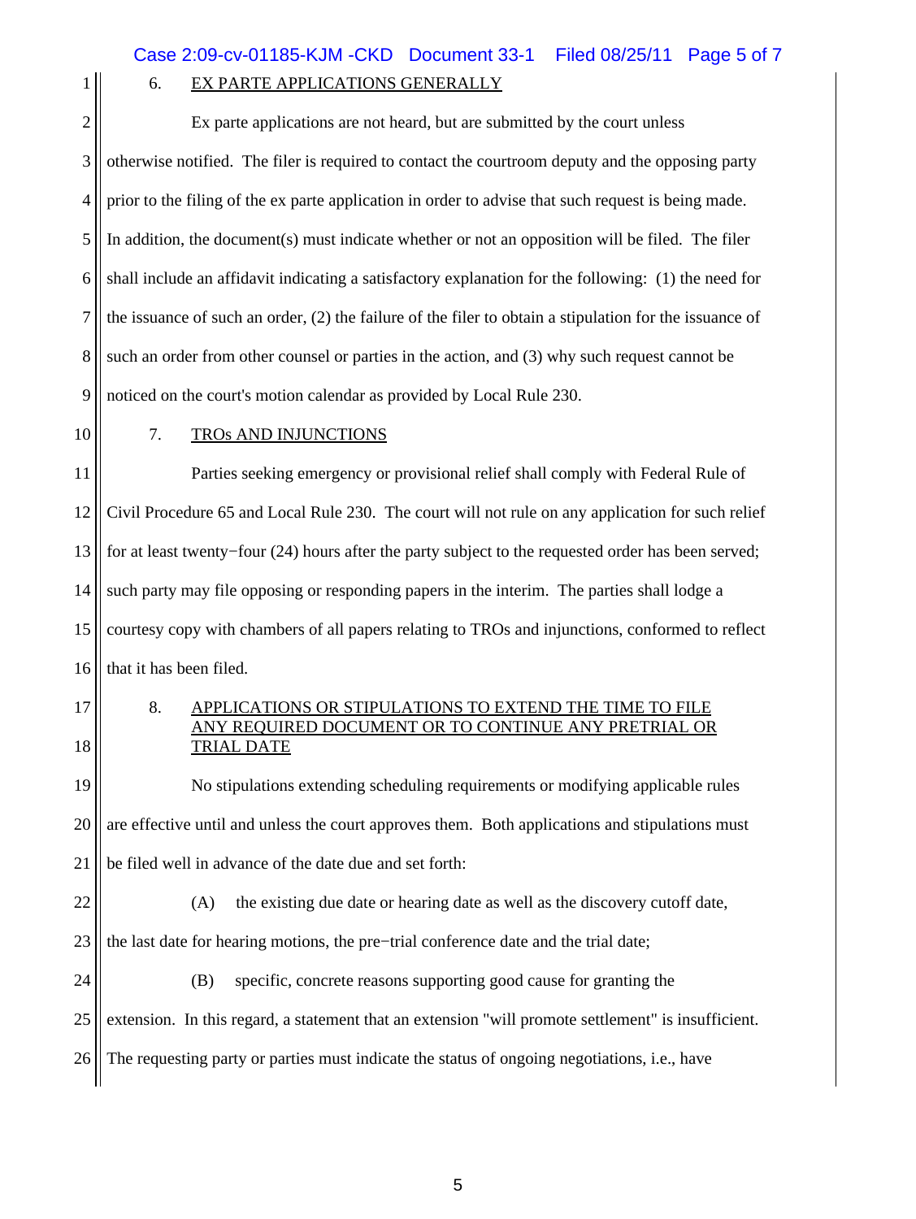## 6. EX PARTE APPLICATIONS GENERALLY

Ex parte applications are not heard, but are submitted by the court unless otherwise notified. The filer is required to contact the courtroom deputy and the opposing party prior to the filing of the ex parte application in order to advise that such request is being made. In addition, the document(s) must indicate whether or not an opposition will be filed. The filer shall include an affidavit indicating a satisfactory explanation for the following: (1) the need for the issuance of such an order, (2) the failure of the filer to obtain a stipulation for the issuance of such an order from other counsel or parties in the action, and (3) why such request cannot be noticed on the court's motion calendar as provided by Local Rule 230.

## 7. TROs AND INJUNCTIONS

Parties seeking emergency or provisional relief shall comply with Federal Rule of Civil Procedure 65 and Local Rule 230. The court will not rule on any application for such relief for at least twenty−four (24) hours after the party subject to the requested order has been served; such party may file opposing or responding papers in the interim. The parties shall lodge a courtesy copy with chambers of all papers relating to TROs and injunctions, conformed to reflect that it has been filed.

## 8. APPLICATIONS OR STIPULATIONS TO EXTEND THE TIME TO FILE ANY REQUIRED DOCUMENT OR TO CONTINUE ANY PRETRIAL OR TRIAL DATE

No stipulations extending scheduling requirements or modifying applicable rules are effective until and unless the court approves them. Both applications and stipulations must be filed well in advance of the date due and set forth:

(A) the existing due date or hearing date as well as the discovery cutoff date, the last date for hearing motions, the pre−trial conference date and the trial date;

(B) specific, concrete reasons supporting good cause for granting the extension. In this regard, a statement that an extension "will promote settlement" is insufficient. The requesting party or parties must indicate the status of ongoing negotiations, i.e., have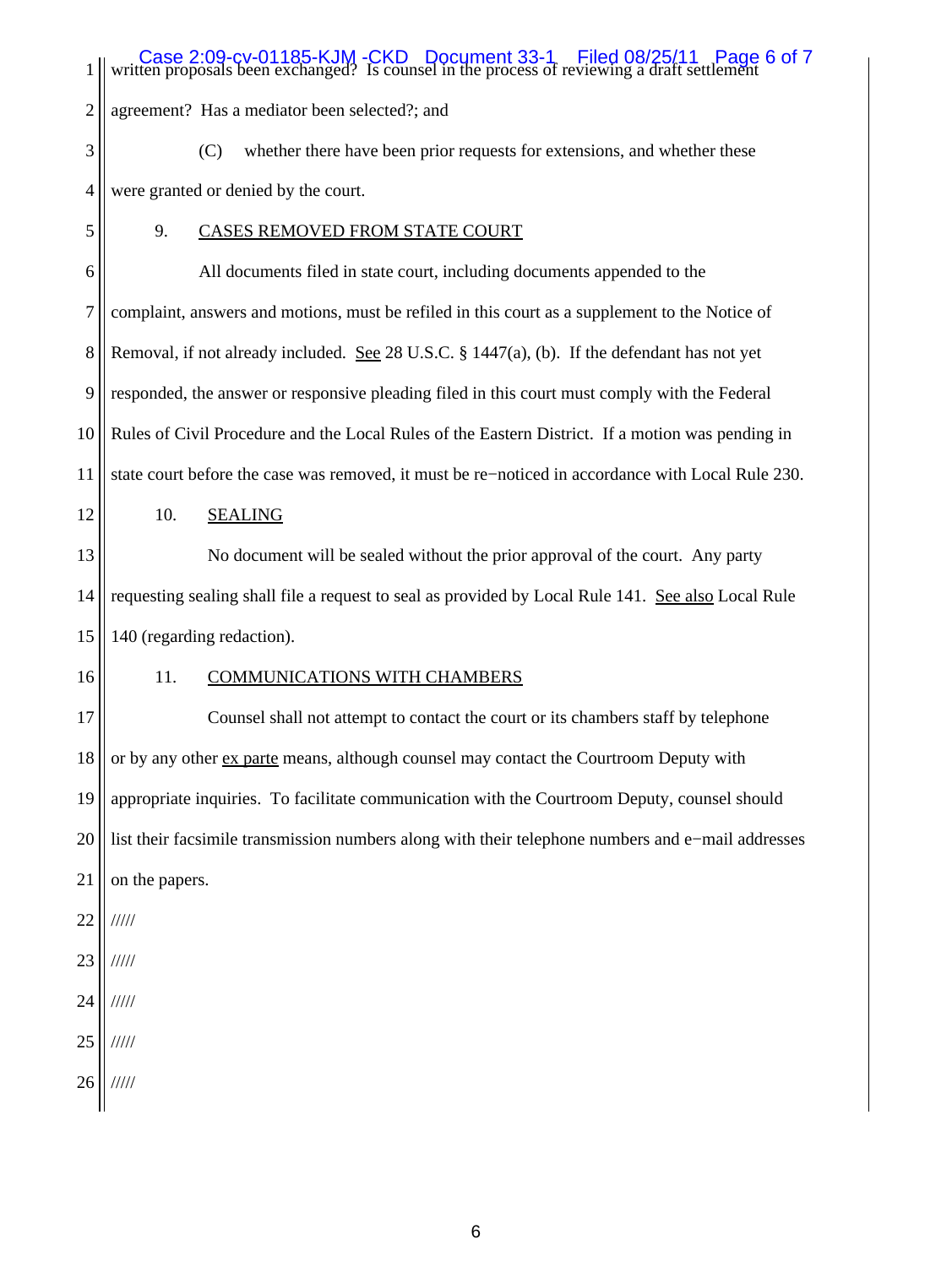written proposals been exchanged? Is counsel in the process of reviewing a draft settlement agreement? Has a mediator been selected?; and

(C) whether there have been prior requests for extensions, and whether these were granted or denied by the court.

9. CASES REMOVED FROM STATE COURT

All documents filed in state court, including documents appended to the complaint, answers and motions, must be refiled in this court as a supplement to the Notice of Removal, if not already included. See 28 U.S.C. § 1447(a), (b). If the defendant has not yet responded, the answer or responsive pleading filed in this court must comply with the Federal Rules of Civil Procedure and the Local Rules of the Eastern District. If a motion was pending in state court before the case was removed, it must be re−noticed in accordance with Local Rule 230.

10. SEALING

No document will be sealed without the prior approval of the court. Any party requesting sealing shall file a request to seal as provided by Local Rule 141. See also Local Rule 140 (regarding redaction).

11. COMMUNICATIONS WITH CHAMBERS

Counsel shall not attempt to contact the court or its chambers staff by telephone or by any other ex parte means, although counsel may contact the Courtroom Deputy with appropriate inquiries. To facilitate communication with the Courtroom Deputy, counsel should list their facsimile transmission numbers along with their telephone numbers and e−mail addresses on the papers.

/////

/////

/////

/////

/////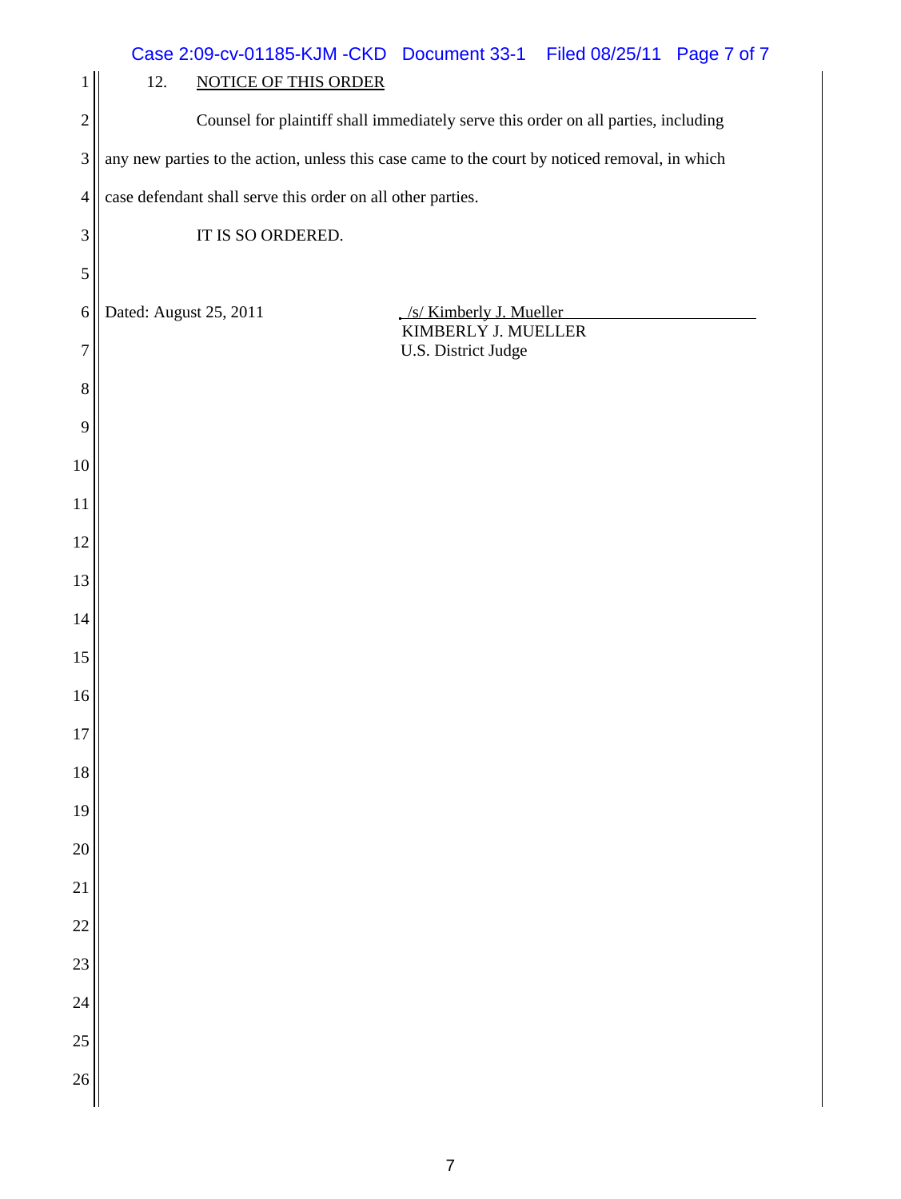12. NOTICE OF THIS ORDER

Counsel for plaintiff shall immediately serve this order on all parties, including any new parties to the action, unless this case came to the court by noticed removal, in which case defendant shall serve this order on all other parties.

IT IS SO ORDERED.

Dated: August 25, 2011

/s/ Kimberly J. Mueller
KIMBERLY J. MUELLER
U.S. District Judge